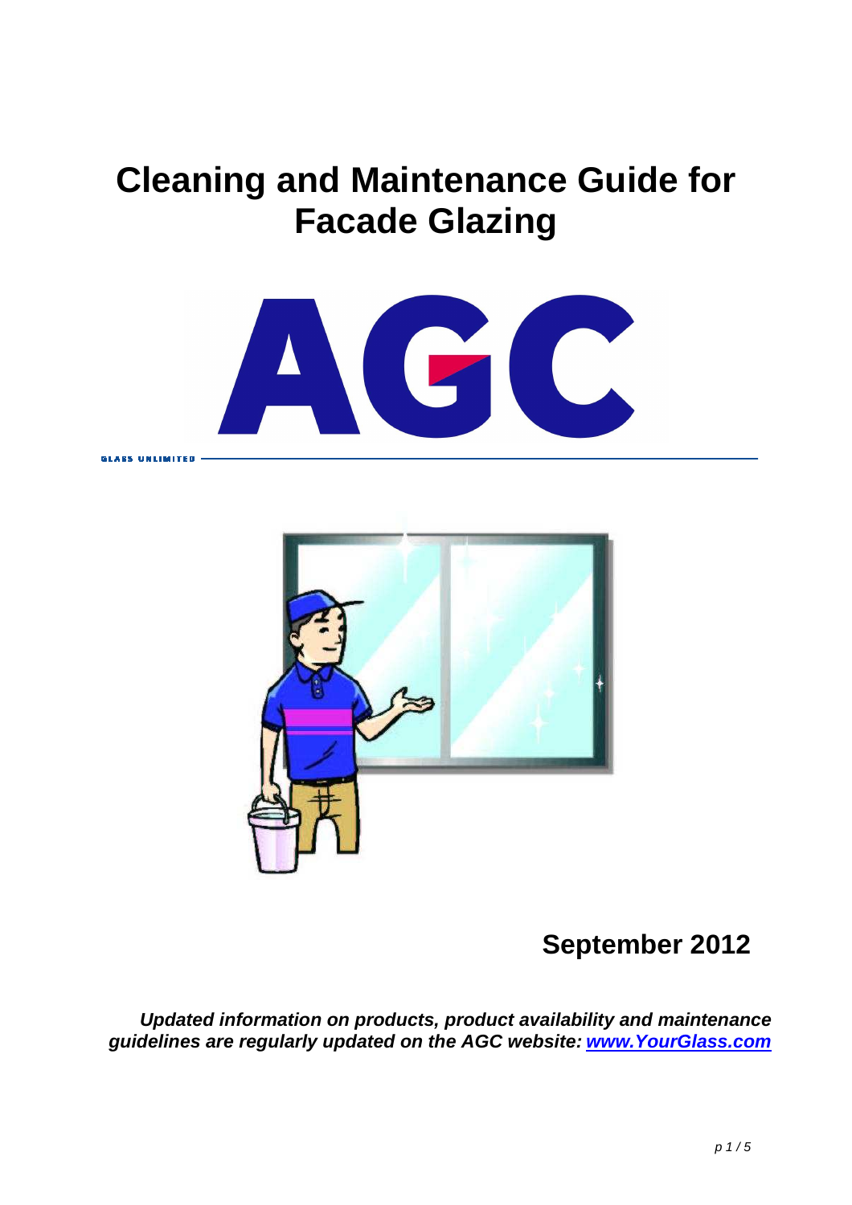# Cleaning and Maintenance Guide for Facade Glazing

GLASS UNLIMITED

**September 2012**

***Updated information on products, product availability and maintenance guidelines are regularly updated on the AGC website: [www.YourGlass.com](http://www.YourGlass.com)***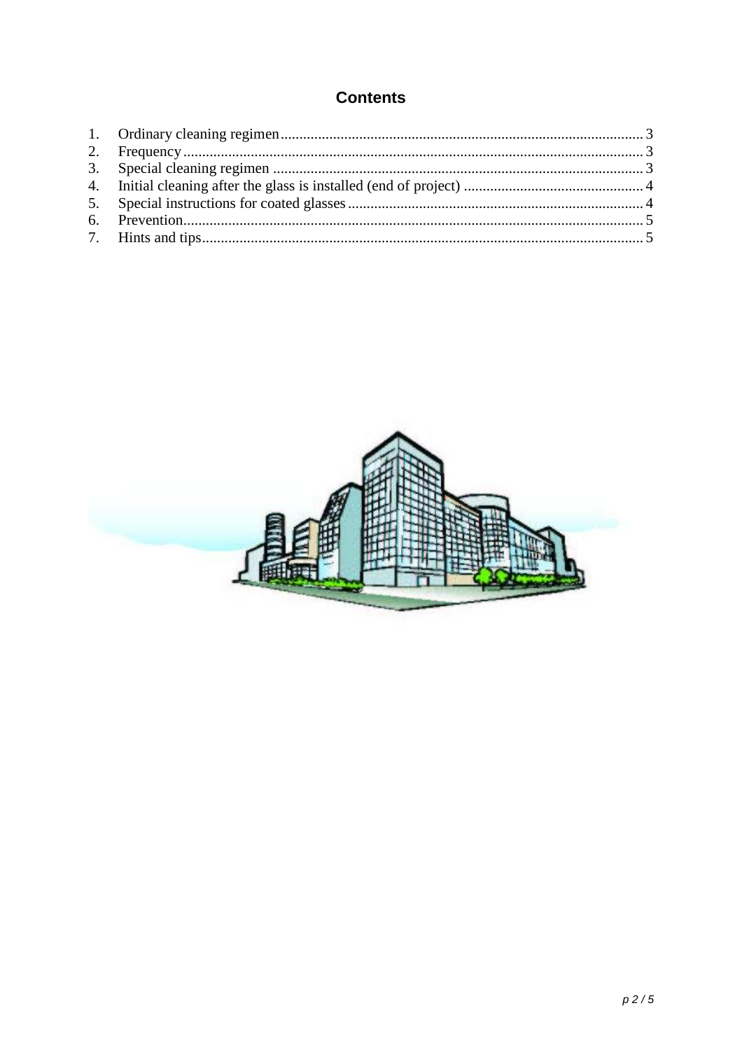## Contents

1. Ordinary cleaning regimen .......... 3
2. Frequency .......... 3
3. Special cleaning regimen .......... 3
4. Initial cleaning after the glass is installed (end of project) .......... 4
5. Special instructions for coated glasses .......... 4
6. Prevention .......... 5
7. Hints and tips .......... 5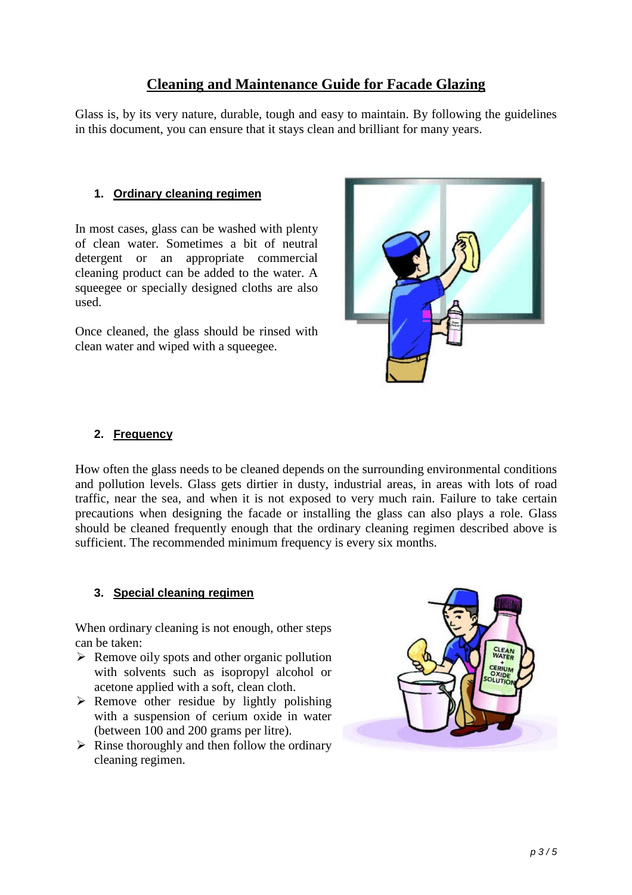# Cleaning and Maintenance Guide for Facade Glazing

Glass is, by its very nature, durable, tough and easy to maintain. By following the guidelines in this document, you can ensure that it stays clean and brilliant for many years.

## 1. Ordinary cleaning regimen

In most cases, glass can be washed with plenty of clean water. Sometimes a bit of neutral detergent or an appropriate commercial cleaning product can be added to the water. A squeegee or specially designed cloths are also used.

Once cleaned, the glass should be rinsed with clean water and wiped with a squeegee.

## 2. Frequency

How often the glass needs to be cleaned depends on the surrounding environmental conditions and pollution levels. Glass gets dirtier in dusty, industrial areas, in areas with lots of road traffic, near the sea, and when it is not exposed to very much rain. Failure to take certain precautions when designing the facade or installing the glass can also play a role. Glass should be cleaned frequently enough that the ordinary cleaning regimen described above is sufficient. The recommended minimum frequency is every six months.

## 3. Special cleaning regimen

When ordinary cleaning is not enough, other steps can be taken:

- Remove oily spots and other organic pollution with solvents such as isopropyl alcohol or acetone applied with a soft, clean cloth.
- Remove other residue by lightly polishing with a suspension of cerium oxide in water (between 100 and 200 grams per litre).
- Rinse thoroughly and then follow the ordinary cleaning regimen.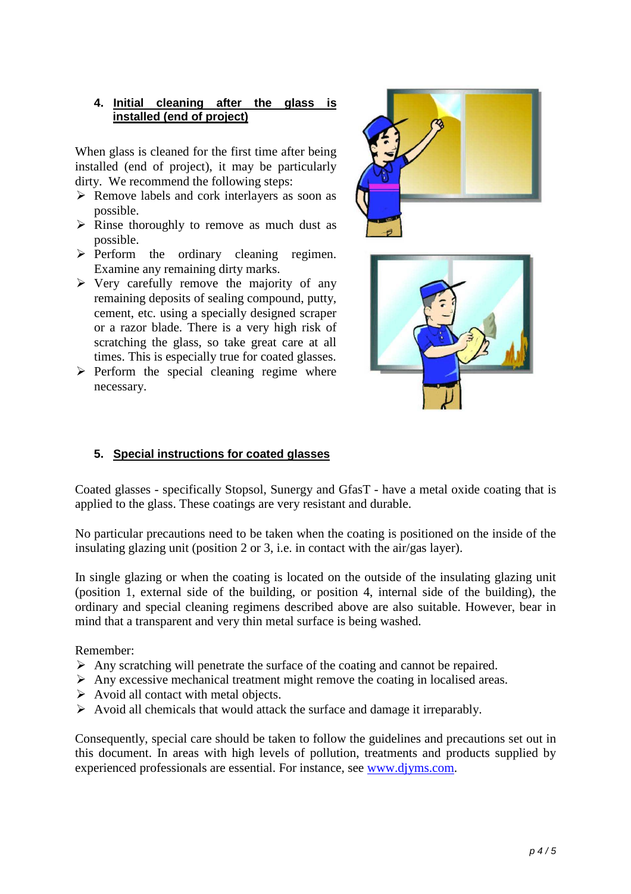## 4. Initial cleaning after the glass is installed (end of project)

When glass is cleaned for the first time after being installed (end of project), it may be particularly dirty. We recommend the following steps:

- Remove labels and cork interlayers as soon as possible.
- Rinse thoroughly to remove as much dust as possible.
- Perform the ordinary cleaning regimen. Examine any remaining dirty marks.
- Very carefully remove the majority of any remaining deposits of sealing compound, putty, cement, etc. using a specially designed scraper or a razor blade. There is a very high risk of scratching the glass, so take great care at all times. This is especially true for coated glasses.
- Perform the special cleaning regime where necessary.

## 5. Special instructions for coated glasses

Coated glasses - specifically Stopsol, Sunergy and GfasT - have a metal oxide coating that is applied to the glass. These coatings are very resistant and durable.

No particular precautions need to be taken when the coating is positioned on the inside of the insulating glazing unit (position 2 or 3, i.e. in contact with the air/gas layer).

In single glazing or when the coating is located on the outside of the insulating glazing unit (position 1, external side of the building, or position 4, internal side of the building), the ordinary and special cleaning regimens described above are also suitable. However, bear in mind that a transparent and very thin metal surface is being washed.

Remember:

- Any scratching will penetrate the surface of the coating and cannot be repaired.
- Any excessive mechanical treatment might remove the coating in localised areas.
- Avoid all contact with metal objects.
- Avoid all chemicals that would attack the surface and damage it irreparably.

Consequently, special care should be taken to follow the guidelines and precautions set out in this document. In areas with high levels of pollution, treatments and products supplied by experienced professionals are essential. For instance, see [www.djyms.com](http://www.djyms.com).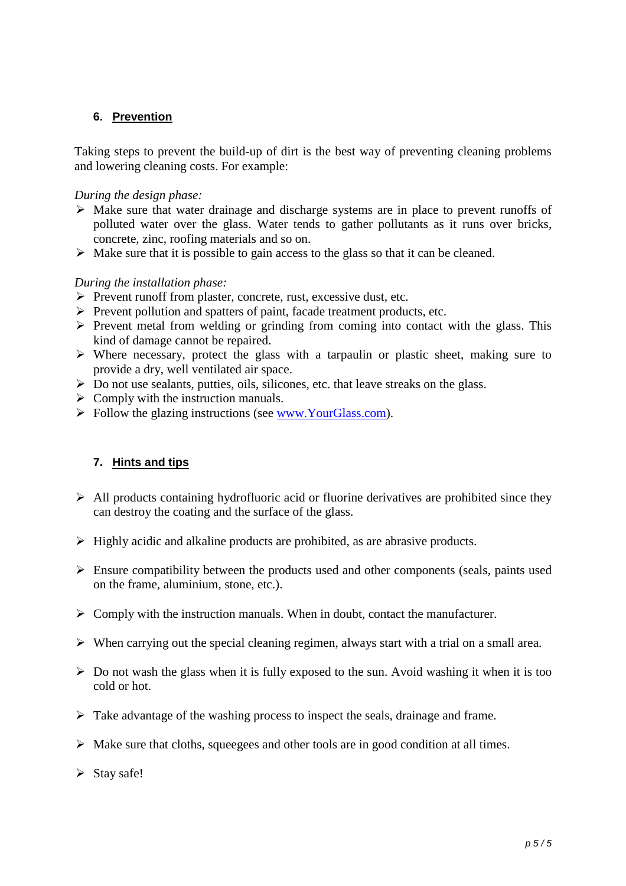## 6. Prevention

Taking steps to prevent the build-up of dirt is the best way of preventing cleaning problems and lowering cleaning costs. For example:

*During the design phase:*

- Make sure that water drainage and discharge systems are in place to prevent runoffs of polluted water over the glass. Water tends to gather pollutants as it runs over bricks, concrete, zinc, roofing materials and so on.
- Make sure that it is possible to gain access to the glass so that it can be cleaned.

*During the installation phase:*

- Prevent runoff from plaster, concrete, rust, excessive dust, etc.
- Prevent pollution and spatters of paint, facade treatment products, etc.
- Prevent metal from welding or grinding from coming into contact with the glass. This kind of damage cannot be repaired.
- Where necessary, protect the glass with a tarpaulin or plastic sheet, making sure to provide a dry, well ventilated air space.
- Do not use sealants, putties, oils, silicones, etc. that leave streaks on the glass.
- Comply with the instruction manuals.
- Follow the glazing instructions (see [www.YourGlass.com](http://www.YourGlass.com)).

## 7. Hints and tips

- All products containing hydrofluoric acid or fluorine derivatives are prohibited since they can destroy the coating and the surface of the glass.
- Highly acidic and alkaline products are prohibited, as are abrasive products.
- Ensure compatibility between the products used and other components (seals, paints used on the frame, aluminium, stone, etc.).
- Comply with the instruction manuals. When in doubt, contact the manufacturer.
- When carrying out the special cleaning regimen, always start with a trial on a small area.
- Do not wash the glass when it is fully exposed to the sun. Avoid washing it when it is too cold or hot.
- Take advantage of the washing process to inspect the seals, drainage and frame.
- Make sure that cloths, squeegees and other tools are in good condition at all times.
- Stay safe!